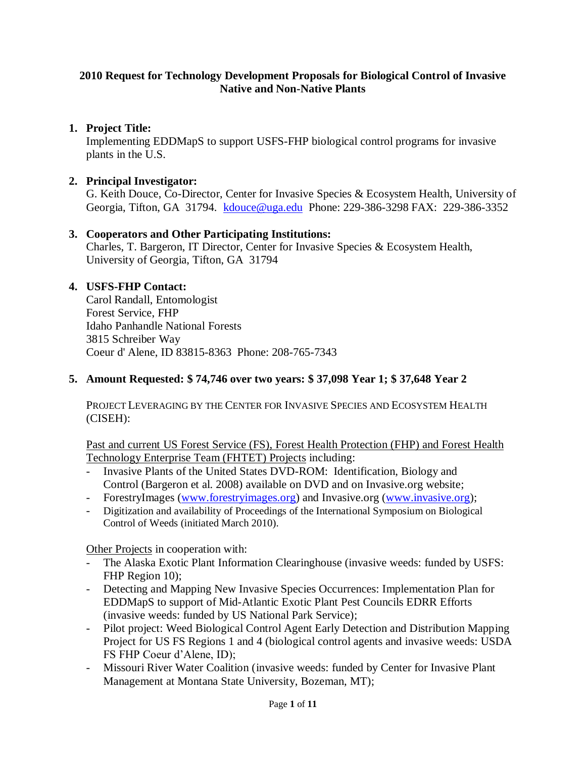# 2010 Request for Technology Development Proposals for Biological Control of Invasive Native and Non-Native Plants

1. **Project Title:**
   Implementing EDDMapS to support USFS-FHP biological control programs for invasive plants in the U.S.

2. **Principal Investigator:**
   G. Keith Douce, Co-Director, Center for Invasive Species & Ecosystem Health, University of Georgia, Tifton, GA 31794. kdouce@uga.edu Phone: 229-386-3298 FAX: 229-386-3352

3. **Cooperators and Other Participating Institutions:**
   Charles, T. Bargeron, IT Director, Center for Invasive Species & Ecosystem Health, University of Georgia, Tifton, GA 31794

4. **USFS-FHP Contact:**
   Carol Randall, Entomologist
   Forest Service, FHP
   Idaho Panhandle National Forests
   3815 Schreiber Way
   Coeur d' Alene, ID 83815-8363 Phone: 208-765-7343

5. **Amount Requested: $ 74,746 over two years: $ 37,098 Year 1; $ 37,648 Year 2**

   PROJECT LEVERAGING BY THE CENTER FOR INVASIVE SPECIES AND ECOSYSTEM HEALTH (CISEH):

   Past and current US Forest Service (FS), Forest Health Protection (FHP) and Forest Health Technology Enterprise Team (FHTET) Projects including:

   - Invasive Plants of the United States DVD-ROM: Identification, Biology and Control (Bargeron et al. 2008) available on DVD and on Invasive.org website;
   - ForestryImages (www.forestryimages.org) and Invasive.org (www.invasive.org);
   - Digitization and availability of Proceedings of the International Symposium on Biological Control of Weeds (initiated March 2010).

   Other Projects in cooperation with:

   - The Alaska Exotic Plant Information Clearinghouse (invasive weeds: funded by USFS: FHP Region 10);
   - Detecting and Mapping New Invasive Species Occurrences: Implementation Plan for EDDMapS to support of Mid-Atlantic Exotic Plant Pest Councils EDRR Efforts (invasive weeds: funded by US National Park Service);
   - Pilot project: Weed Biological Control Agent Early Detection and Distribution Mapping Project for US FS Regions 1 and 4 (biological control agents and invasive weeds: USDA FS FHP Coeur d'Alene, ID);
   - Missouri River Water Coalition (invasive weeds: funded by Center for Invasive Plant Management at Montana State University, Bozeman, MT);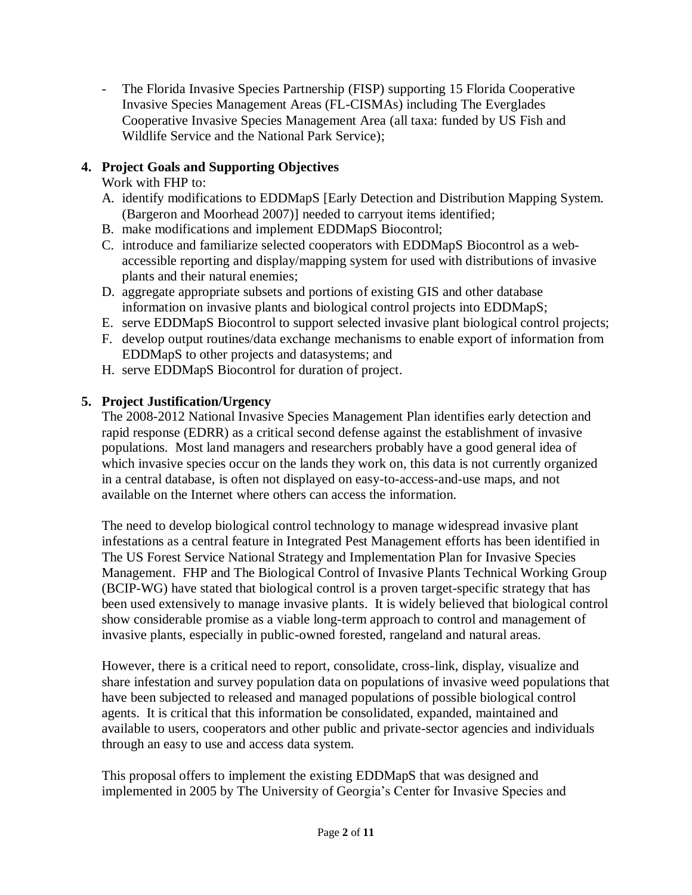- The Florida Invasive Species Partnership (FISP) supporting 15 Florida Cooperative Invasive Species Management Areas (FL-CISMAs) including The Everglades Cooperative Invasive Species Management Area (all taxa: funded by US Fish and Wildlife Service and the National Park Service);

**4. Project Goals and Supporting Objectives**

Work with FHP to:

A. identify modifications to EDDMapS [Early Detection and Distribution Mapping System. (Bargeron and Moorhead 2007)] needed to carryout items identified;
B. make modifications and implement EDDMapS Biocontrol;
C. introduce and familiarize selected cooperators with EDDMapS Biocontrol as a web-accessible reporting and display/mapping system for used with distributions of invasive plants and their natural enemies;
D. aggregate appropriate subsets and portions of existing GIS and other database information on invasive plants and biological control projects into EDDMapS;
E. serve EDDMapS Biocontrol to support selected invasive plant biological control projects;
F. develop output routines/data exchange mechanisms to enable export of information from EDDMapS to other projects and datasystems; and
H. serve EDDMapS Biocontrol for duration of project.

**5. Project Justification/Urgency**

The 2008-2012 National Invasive Species Management Plan identifies early detection and rapid response (EDRR) as a critical second defense against the establishment of invasive populations. Most land managers and researchers probably have a good general idea of which invasive species occur on the lands they work on, this data is not currently organized in a central database, is often not displayed on easy-to-access-and-use maps, and not available on the Internet where others can access the information.

The need to develop biological control technology to manage widespread invasive plant infestations as a central feature in Integrated Pest Management efforts has been identified in The US Forest Service National Strategy and Implementation Plan for Invasive Species Management. FHP and The Biological Control of Invasive Plants Technical Working Group (BCIP-WG) have stated that biological control is a proven target-specific strategy that has been used extensively to manage invasive plants. It is widely believed that biological control show considerable promise as a viable long-term approach to control and management of invasive plants, especially in public-owned forested, rangeland and natural areas.

However, there is a critical need to report, consolidate, cross-link, display, visualize and share infestation and survey population data on populations of invasive weed populations that have been subjected to released and managed populations of possible biological control agents. It is critical that this information be consolidated, expanded, maintained and available to users, cooperators and other public and private-sector agencies and individuals through an easy to use and access data system.

This proposal offers to implement the existing EDDMapS that was designed and implemented in 2005 by The University of Georgia's Center for Invasive Species and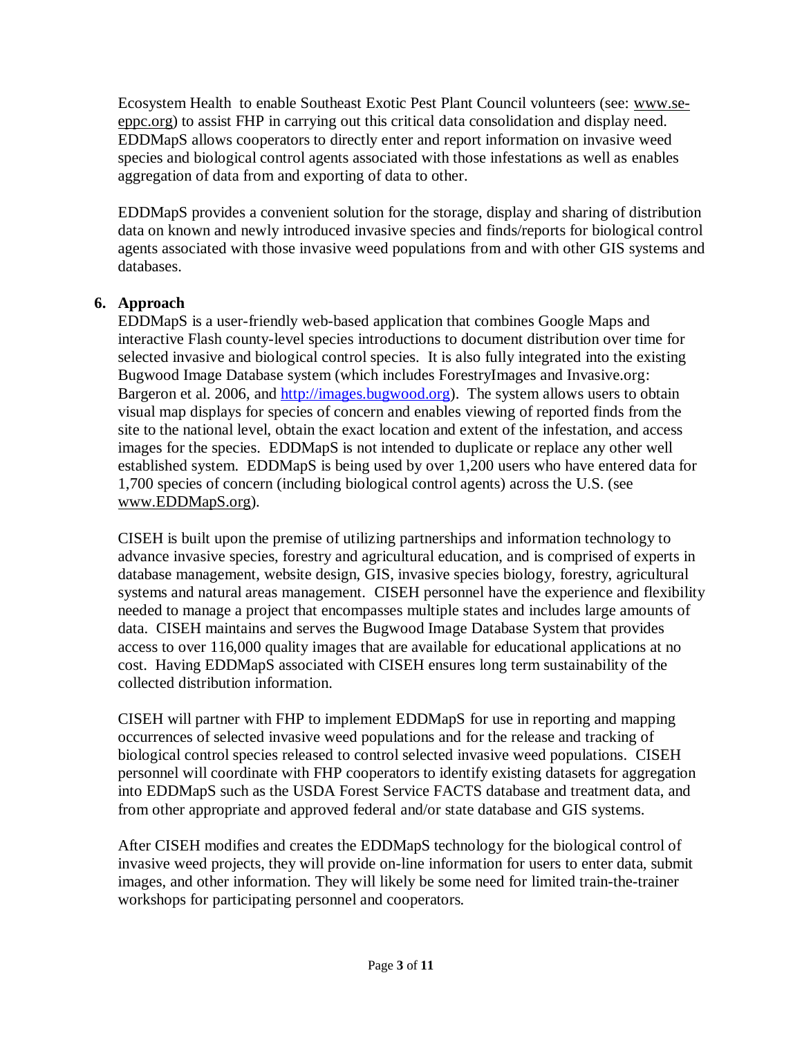Ecosystem Health to enable Southeast Exotic Pest Plant Council volunteers (see: www.se-eppc.org) to assist FHP in carrying out this critical data consolidation and display need. EDDMapS allows cooperators to directly enter and report information on invasive weed species and biological control agents associated with those infestations as well as enables aggregation of data from and exporting of data to other.

EDDMapS provides a convenient solution for the storage, display and sharing of distribution data on known and newly introduced invasive species and finds/reports for biological control agents associated with those invasive weed populations from and with other GIS systems and databases.

## 6. Approach

EDDMapS is a user-friendly web-based application that combines Google Maps and interactive Flash county-level species introductions to document distribution over time for selected invasive and biological control species. It is also fully integrated into the existing Bugwood Image Database system (which includes ForestryImages and Invasive.org: Bargeron et al. 2006, and http://images.bugwood.org). The system allows users to obtain visual map displays for species of concern and enables viewing of reported finds from the site to the national level, obtain the exact location and extent of the infestation, and access images for the species. EDDMapS is not intended to duplicate or replace any other well established system. EDDMapS is being used by over 1,200 users who have entered data for 1,700 species of concern (including biological control agents) across the U.S. (see www.EDDMapS.org).

CISEH is built upon the premise of utilizing partnerships and information technology to advance invasive species, forestry and agricultural education, and is comprised of experts in database management, website design, GIS, invasive species biology, forestry, agricultural systems and natural areas management. CISEH personnel have the experience and flexibility needed to manage a project that encompasses multiple states and includes large amounts of data. CISEH maintains and serves the Bugwood Image Database System that provides access to over 116,000 quality images that are available for educational applications at no cost. Having EDDMapS associated with CISEH ensures long term sustainability of the collected distribution information.

CISEH will partner with FHP to implement EDDMapS for use in reporting and mapping occurrences of selected invasive weed populations and for the release and tracking of biological control species released to control selected invasive weed populations. CISEH personnel will coordinate with FHP cooperators to identify existing datasets for aggregation into EDDMapS such as the USDA Forest Service FACTS database and treatment data, and from other appropriate and approved federal and/or state database and GIS systems.

After CISEH modifies and creates the EDDMapS technology for the biological control of invasive weed projects, they will provide on-line information for users to enter data, submit images, and other information. They will likely be some need for limited train-the-trainer workshops for participating personnel and cooperators.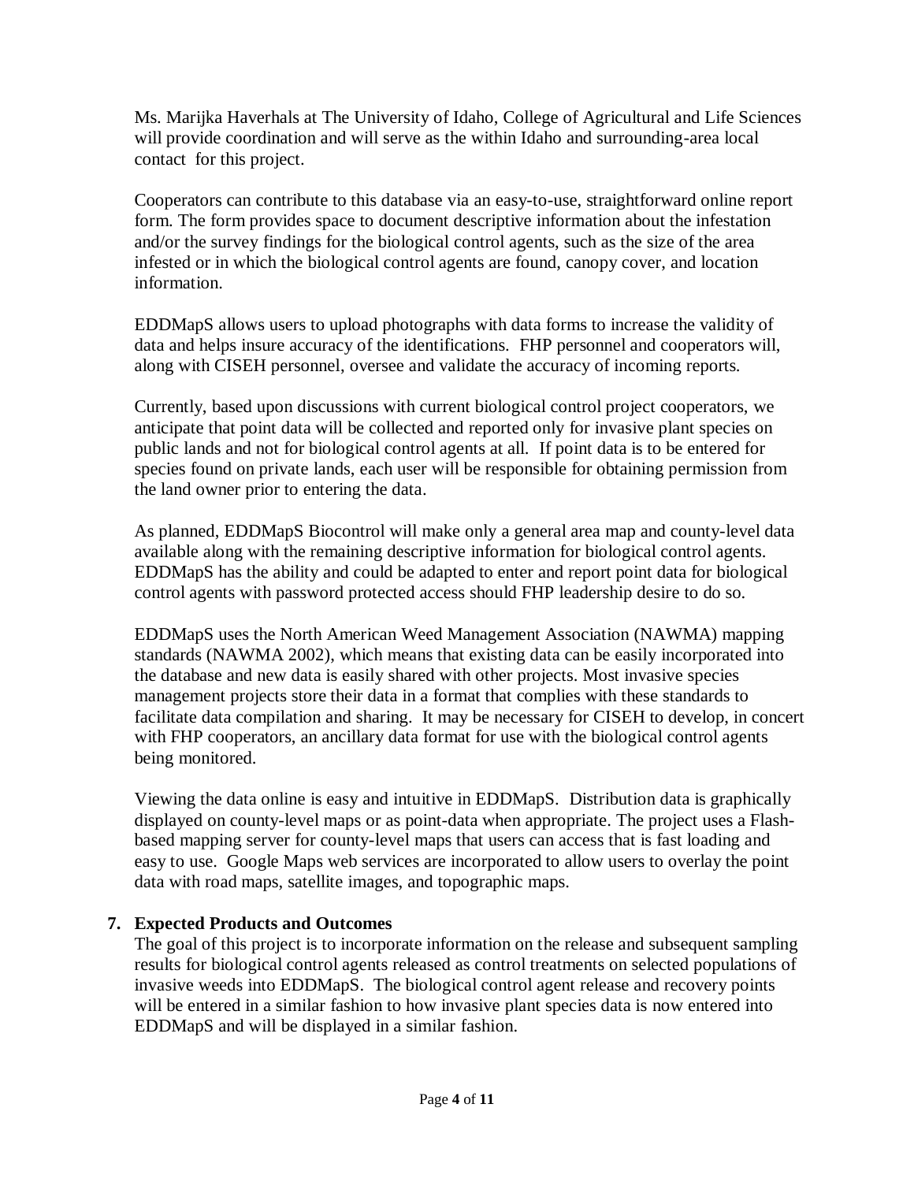Ms. Marijka Haverhals at The University of Idaho, College of Agricultural and Life Sciences will provide coordination and will serve as the within Idaho and surrounding-area local contact for this project.

Cooperators can contribute to this database via an easy-to-use, straightforward online report form. The form provides space to document descriptive information about the infestation and/or the survey findings for the biological control agents, such as the size of the area infested or in which the biological control agents are found, canopy cover, and location information.

EDDMapS allows users to upload photographs with data forms to increase the validity of data and helps insure accuracy of the identifications. FHP personnel and cooperators will, along with CISEH personnel, oversee and validate the accuracy of incoming reports.

Currently, based upon discussions with current biological control project cooperators, we anticipate that point data will be collected and reported only for invasive plant species on public lands and not for biological control agents at all. If point data is to be entered for species found on private lands, each user will be responsible for obtaining permission from the land owner prior to entering the data.

As planned, EDDMapS Biocontrol will make only a general area map and county-level data available along with the remaining descriptive information for biological control agents. EDDMapS has the ability and could be adapted to enter and report point data for biological control agents with password protected access should FHP leadership desire to do so.

EDDMapS uses the North American Weed Management Association (NAWMA) mapping standards (NAWMA 2002), which means that existing data can be easily incorporated into the database and new data is easily shared with other projects. Most invasive species management projects store their data in a format that complies with these standards to facilitate data compilation and sharing. It may be necessary for CISEH to develop, in concert with FHP cooperators, an ancillary data format for use with the biological control agents being monitored.

Viewing the data online is easy and intuitive in EDDMapS. Distribution data is graphically displayed on county-level maps or as point-data when appropriate. The project uses a Flash-based mapping server for county-level maps that users can access that is fast loading and easy to use. Google Maps web services are incorporated to allow users to overlay the point data with road maps, satellite images, and topographic maps.

## 7. Expected Products and Outcomes

The goal of this project is to incorporate information on the release and subsequent sampling results for biological control agents released as control treatments on selected populations of invasive weeds into EDDMapS. The biological control agent release and recovery points will be entered in a similar fashion to how invasive plant species data is now entered into EDDMapS and will be displayed in a similar fashion.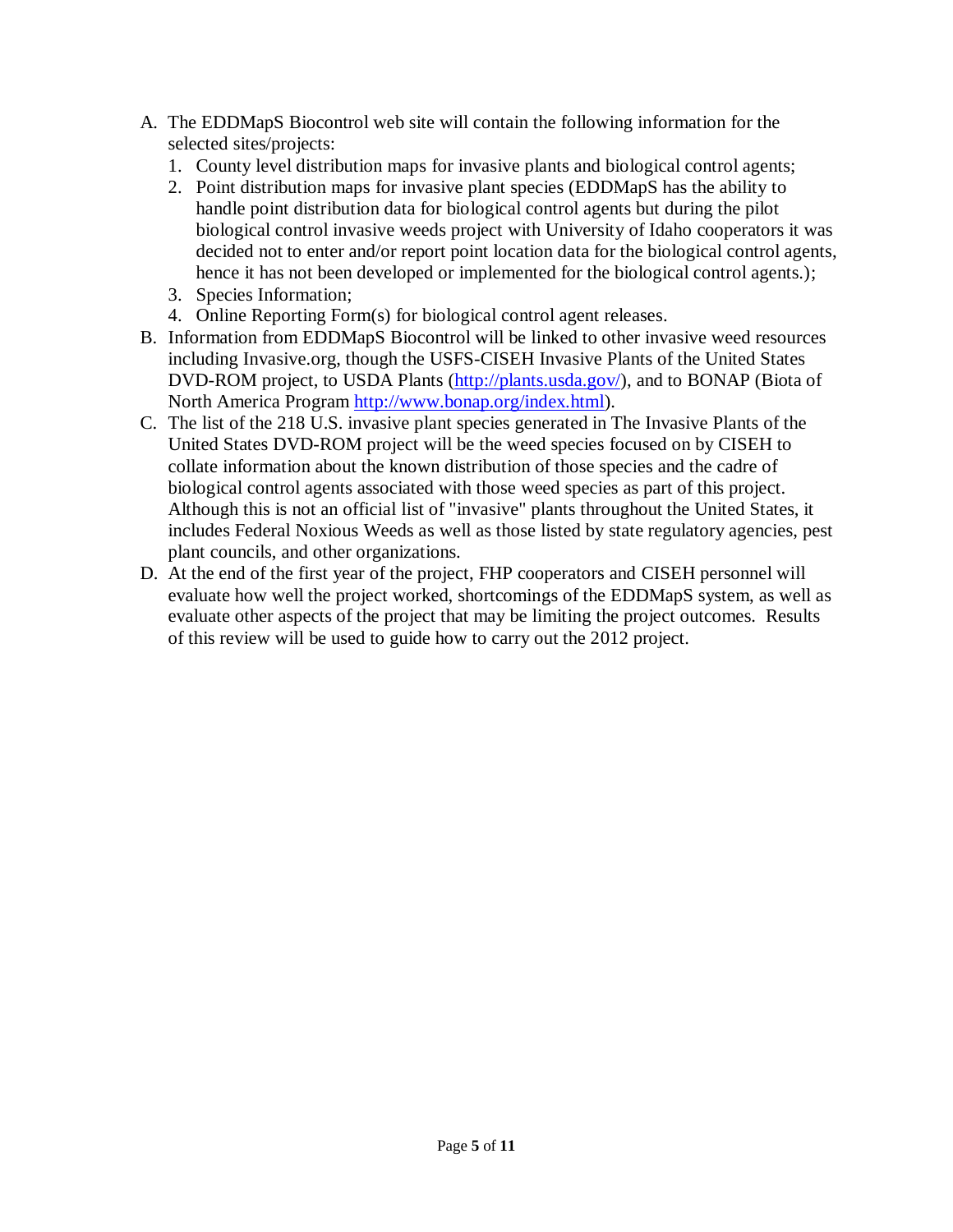A. The EDDMapS Biocontrol web site will contain the following information for the selected sites/projects:
   1. County level distribution maps for invasive plants and biological control agents;
   2. Point distribution maps for invasive plant species (EDDMapS has the ability to handle point distribution data for biological control agents but during the pilot biological control invasive weeds project with University of Idaho cooperators it was decided not to enter and/or report point location data for the biological control agents, hence it has not been developed or implemented for the biological control agents.);
   3. Species Information;
   4. Online Reporting Form(s) for biological control agent releases.
B. Information from EDDMapS Biocontrol will be linked to other invasive weed resources including Invasive.org, though the USFS-CISEH Invasive Plants of the United States DVD-ROM project, to USDA Plants (http://plants.usda.gov/), and to BONAP (Biota of North America Program http://www.bonap.org/index.html).
C. The list of the 218 U.S. invasive plant species generated in The Invasive Plants of the United States DVD-ROM project will be the weed species focused on by CISEH to collate information about the known distribution of those species and the cadre of biological control agents associated with those weed species as part of this project. Although this is not an official list of "invasive" plants throughout the United States, it includes Federal Noxious Weeds as well as those listed by state regulatory agencies, pest plant councils, and other organizations.
D. At the end of the first year of the project, FHP cooperators and CISEH personnel will evaluate how well the project worked, shortcomings of the EDDMapS system, as well as evaluate other aspects of the project that may be limiting the project outcomes. Results of this review will be used to guide how to carry out the 2012 project.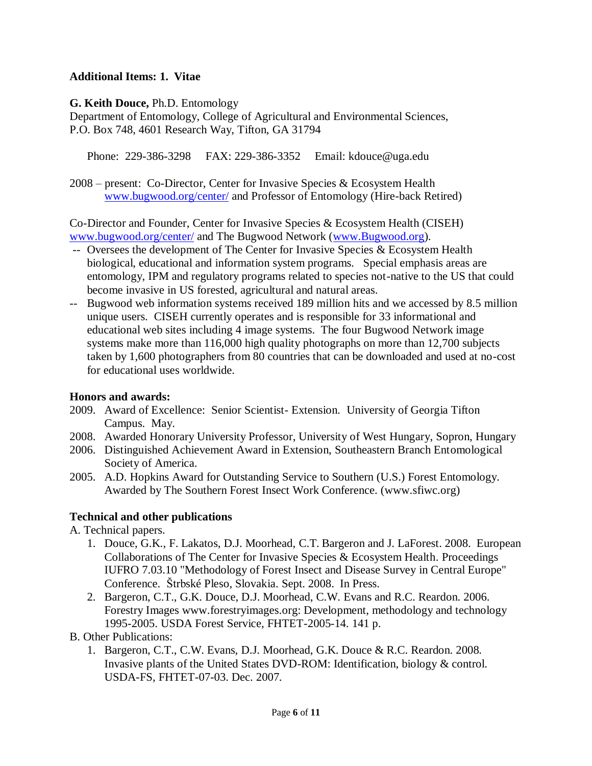**Additional Items: 1. Vitae**

**G. Keith Douce,** Ph.D. Entomology
Department of Entomology, College of Agricultural and Environmental Sciences,
P.O. Box 748, 4601 Research Way, Tifton, GA 31794

Phone: 229-386-3298 FAX: 229-386-3352 Email: kdouce@uga.edu

2008 – present: Co-Director, Center for Invasive Species & Ecosystem Health [www.bugwood.org/center/](www.bugwood.org/center/) and Professor of Entomology (Hire-back Retired)

Co-Director and Founder, Center for Invasive Species & Ecosystem Health (CISEH) [www.bugwood.org/center/](www.bugwood.org/center/) and The Bugwood Network ([www.Bugwood.org](www.Bugwood.org)).

- -- Oversees the development of The Center for Invasive Species & Ecosystem Health biological, educational and information system programs. Special emphasis areas are entomology, IPM and regulatory programs related to species not-native to the US that could become invasive in US forested, agricultural and natural areas.
- -- Bugwood web information systems received 189 million hits and we accessed by 8.5 million unique users. CISEH currently operates and is responsible for 33 informational and educational web sites including 4 image systems. The four Bugwood Network image systems make more than 116,000 high quality photographs on more than 12,700 subjects taken by 1,600 photographers from 80 countries that can be downloaded and used at no-cost for educational uses worldwide.

**Honors and awards:**

2009. Award of Excellence: Senior Scientist- Extension. University of Georgia Tifton Campus. May.

2008. Awarded Honorary University Professor, University of West Hungary, Sopron, Hungary

2006. Distinguished Achievement Award in Extension, Southeastern Branch Entomological Society of America.

2005. A.D. Hopkins Award for Outstanding Service to Southern (U.S.) Forest Entomology. Awarded by The Southern Forest Insect Work Conference. (www.sfiwc.org)

**Technical and other publications**

A. Technical papers.

1. Douce, G.K., F. Lakatos, D.J. Moorhead, C.T. Bargeron and J. LaForest. 2008. European Collaborations of The Center for Invasive Species & Ecosystem Health. Proceedings IUFRO 7.03.10 "Methodology of Forest Insect and Disease Survey in Central Europe" Conference. Štrbské Pleso, Slovakia. Sept. 2008. In Press.
2. Bargeron, C.T., G.K. Douce, D.J. Moorhead, C.W. Evans and R.C. Reardon. 2006. Forestry Images www.forestryimages.org: Development, methodology and technology 1995-2005. USDA Forest Service, FHTET-2005-14. 141 p.

B. Other Publications:

1. Bargeron, C.T., C.W. Evans, D.J. Moorhead, G.K. Douce & R.C. Reardon. 2008. Invasive plants of the United States DVD-ROM: Identification, biology & control. USDA-FS, FHTET-07-03. Dec. 2007.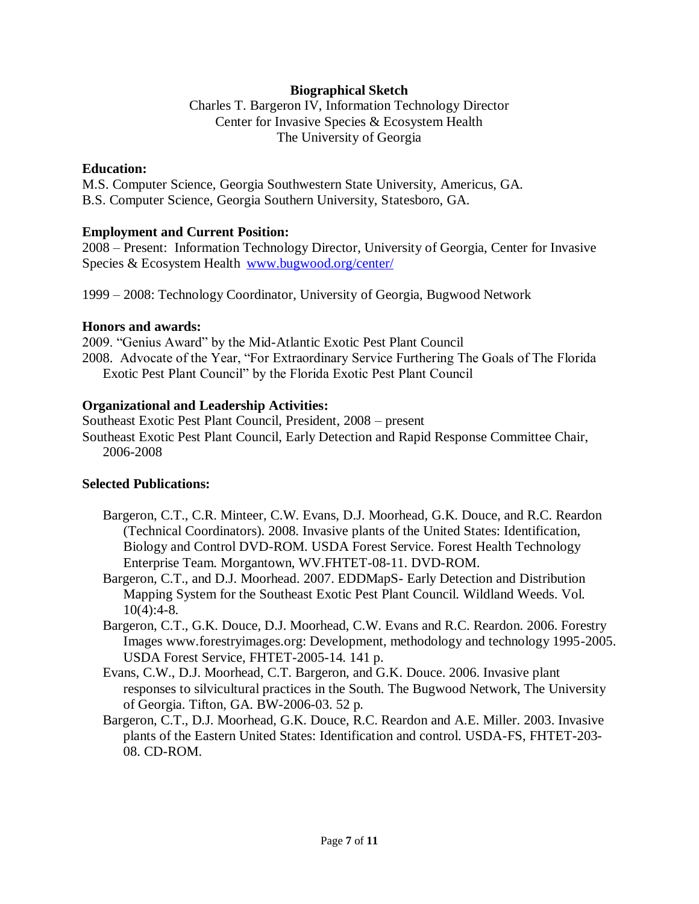**Biographical Sketch**

Charles T. Bargeron IV, Information Technology Director
Center for Invasive Species & Ecosystem Health
The University of Georgia

**Education:**

M.S. Computer Science, Georgia Southwestern State University, Americus, GA.
B.S. Computer Science, Georgia Southern University, Statesboro, GA.

**Employment and Current Position:**

2008 – Present: Information Technology Director, University of Georgia, Center for Invasive Species & Ecosystem Health [www.bugwood.org/center/](www.bugwood.org/center/)

1999 – 2008: Technology Coordinator, University of Georgia, Bugwood Network

**Honors and awards:**

2009. "Genius Award" by the Mid-Atlantic Exotic Pest Plant Council
2008. Advocate of the Year, "For Extraordinary Service Furthering The Goals of The Florida Exotic Pest Plant Council" by the Florida Exotic Pest Plant Council

**Organizational and Leadership Activities:**

Southeast Exotic Pest Plant Council, President, 2008 – present
Southeast Exotic Pest Plant Council, Early Detection and Rapid Response Committee Chair, 2006-2008

**Selected Publications:**

Bargeron, C.T., C.R. Minteer, C.W. Evans, D.J. Moorhead, G.K. Douce, and R.C. Reardon (Technical Coordinators). 2008. Invasive plants of the United States: Identification, Biology and Control DVD-ROM. USDA Forest Service. Forest Health Technology Enterprise Team. Morgantown, WV.FHTET-08-11. DVD-ROM.

Bargeron, C.T., and D.J. Moorhead. 2007. EDDMapS- Early Detection and Distribution Mapping System for the Southeast Exotic Pest Plant Council. Wildland Weeds. Vol. 10(4):4-8.

Bargeron, C.T., G.K. Douce, D.J. Moorhead, C.W. Evans and R.C. Reardon. 2006. Forestry Images www.forestryimages.org: Development, methodology and technology 1995-2005. USDA Forest Service, FHTET-2005-14. 141 p.

Evans, C.W., D.J. Moorhead, C.T. Bargeron, and G.K. Douce. 2006. Invasive plant responses to silvicultural practices in the South. The Bugwood Network, The University of Georgia. Tifton, GA. BW-2006-03. 52 p.

Bargeron, C.T., D.J. Moorhead, G.K. Douce, R.C. Reardon and A.E. Miller. 2003. Invasive plants of the Eastern United States: Identification and control. USDA-FS, FHTET-203-08. CD-ROM.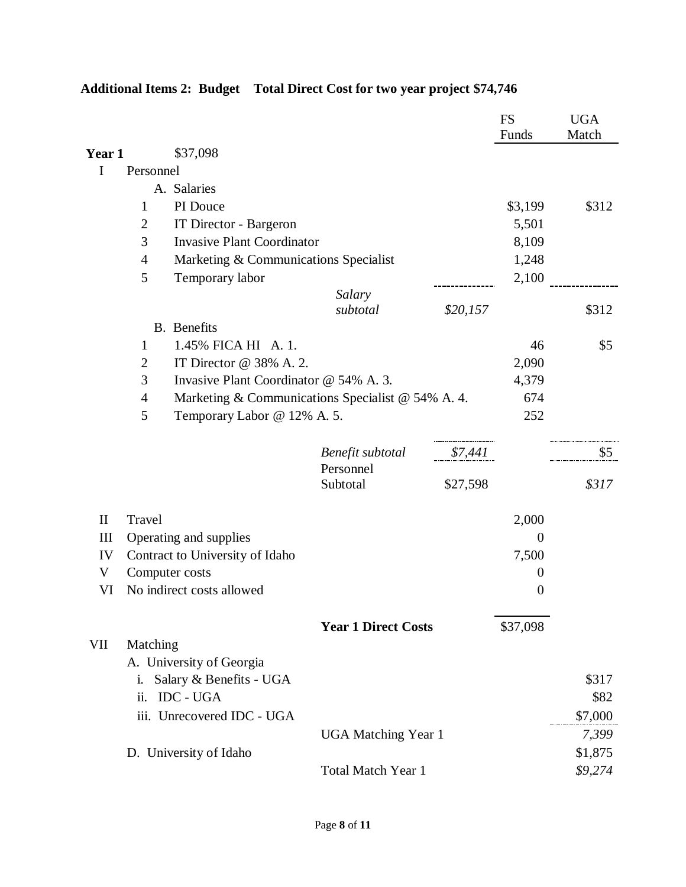**Additional Items 2: Budget Total Direct Cost for two year project $74,746**

| | | | | | FS Funds | UGA Match |
|---|---|---|---|---|---|---|
| **Year 1** | | $37,098 | | | | |
| I | Personnel | | | | | |
| | | A. Salaries | | | | |
| | 1 | PI Douce | | | $3,199 | $312 |
| | 2 | IT Director - Bargeron | | | 5,501 | |
| | 3 | Invasive Plant Coordinator | | | 8,109 | |
| | 4 | Marketing & Communications Specialist | | | 1,248 | |
| | 5 | Temporary labor | | | 2,100 | |
| | | | *Salary subtotal* | *$20,157* | | $312 |
| | | B. Benefits | | | | |
| | 1 | 1.45% FICA HI A. 1. | | | 46 | $5 |
| | 2 | IT Director @ 38% A. 2. | | | 2,090 | |
| | 3 | Invasive Plant Coordinator @ 54% A. 3. | | | 4,379 | |
| | 4 | Marketing & Communications Specialist @ 54% A. 4. | | | 674 | |
| | 5 | Temporary Labor @ 12% A. 5. | | | 252 | |
| | | | *Benefit subtotal* | *$7,441* | | $5 |
| | | | Personnel Subtotal | $27,598 | | *$317* |
| II | Travel | | | | 2,000 | |
| III | Operating and supplies | | | | 0 | |
| IV | Contract to University of Idaho | | | | 7,500 | |
| V | Computer costs | | | | 0 | |
| VI | No indirect costs allowed | | | | 0 | |
| | | | **Year 1 Direct Costs** | | $37,098 | |
| VII | Matching | | | | | |
| | A. University of Georgia | | | | | |
| | i. Salary & Benefits - UGA | | | | | $317 |
| | ii. IDC - UGA | | | | | $82 |
| | iii. Unrecovered IDC - UGA | | | | | $7,000 |
| | | | UGA Matching Year 1 | | | *7,399* |
| | D. University of Idaho | | | | | $1,875 |
| | | | Total Match Year 1 | | | *$9,274* |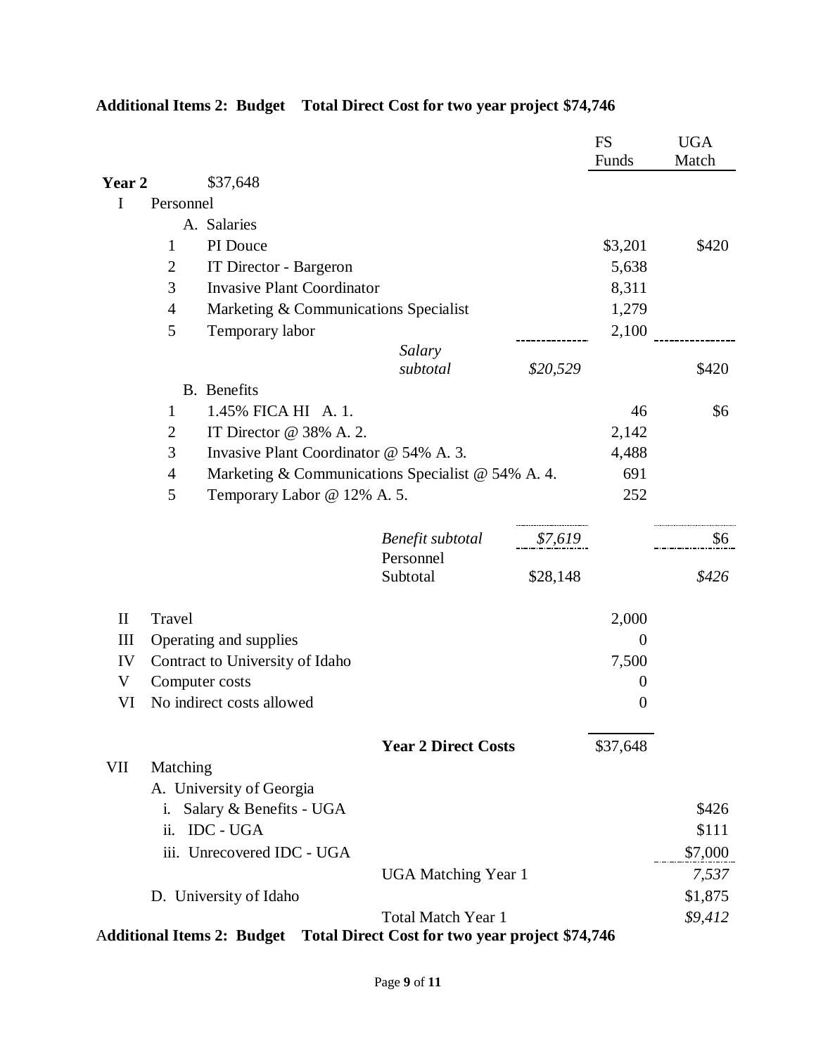**Additional Items 2: Budget Total Direct Cost for two year project $74,746**

| | | | | | FS Funds | UGA Match |
|---|---|---|---|---|---|---|
| **Year 2** | | $37,648 | | | | |
| I | Personnel | | | | | |
| | | A. Salaries | | | | |
| | 1 | PI Douce | | | $3,201 | $420 |
| | 2 | IT Director - Bargeron | | | 5,638 | |
| | 3 | Invasive Plant Coordinator | | | 8,311 | |
| | 4 | Marketing & Communications Specialist | | | 1,279 | |
| | 5 | Temporary labor | | | 2,100 | |
| | | | *Salary subtotal* | *$20,529* | | $420 |
| | | B. Benefits | | | | |
| | 1 | 1.45% FICA HI A. 1. | | | 46 | $6 |
| | 2 | IT Director @ 38% A. 2. | | | 2,142 | |
| | 3 | Invasive Plant Coordinator @ 54% A. 3. | | | 4,488 | |
| | 4 | Marketing & Communications Specialist @ 54% A. 4. | | | 691 | |
| | 5 | Temporary Labor @ 12% A. 5. | | | 252 | |
| | | | *Benefit subtotal* | *$7,619* | | $6 |
| | | | Personnel Subtotal | $28,148 | | *$426* |
| II | Travel | | | | 2,000 | |
| III | Operating and supplies | | | | 0 | |
| IV | Contract to University of Idaho | | | | 7,500 | |
| V | Computer costs | | | | 0 | |
| VI | No indirect costs allowed | | | | 0 | |
| | | | **Year 2 Direct Costs** | | $37,648 | |
| VII | Matching | | | | | |
| | A. University of Georgia | | | | | |
| | i. Salary & Benefits - UGA | | | | | $426 |
| | ii. IDC - UGA | | | | | $111 |
| | iii. Unrecovered IDC - UGA | | | | | $7,000 |
| | | | UGA Matching Year 1 | | | *7,537* |
| | D. University of Idaho | | | | | $1,875 |
| | | | Total Match Year 1 | | | *$9,412* |

**Additional Items 2: Budget Total Direct Cost for two year project $74,746**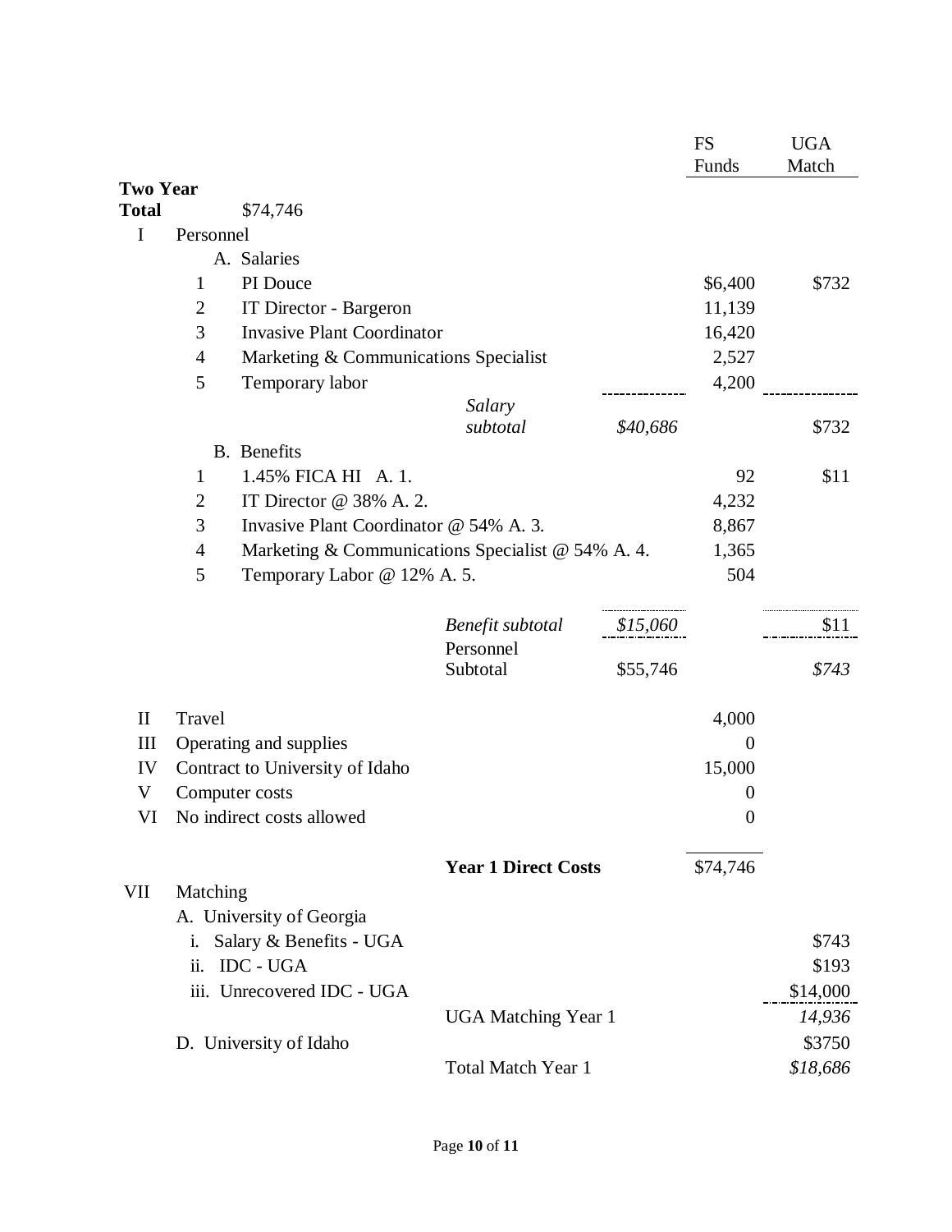| | | | | | FS Funds | UGA Match |
|---|---|---|---|---|---|---|
| **Two Year Total** | | $74,746 | | | | |
| I | Personnel | | | | | |
| | | A. Salaries | | | | |
| | 1 | PI Douce | | | $6,400 | $732 |
| | 2 | IT Director - Bargeron | | | 11,139 | |
| | 3 | Invasive Plant Coordinator | | | 16,420 | |
| | 4 | Marketing & Communications Specialist | | | 2,527 | |
| | 5 | Temporary labor | | | 4,200 | |
| | | | *Salary subtotal* | *$40,686* | | $732 |
| | | B. Benefits | | | | |
| | 1 | 1.45% FICA HI A. 1. | | | 92 | $11 |
| | 2 | IT Director @ 38% A. 2. | | | 4,232 | |
| | 3 | Invasive Plant Coordinator @ 54% A. 3. | | | 8,867 | |
| | 4 | Marketing & Communications Specialist @ 54% A. 4. | | | 1,365 | |
| | 5 | Temporary Labor @ 12% A. 5. | | | 504 | |
| | | | *Benefit subtotal* | *$15,060* | | $11 |
| | | | Personnel Subtotal | $55,746 | | *$743* |
| II | Travel | | | | 4,000 | |
| III | Operating and supplies | | | | 0 | |
| IV | Contract to University of Idaho | | | | 15,000 | |
| V | Computer costs | | | | 0 | |
| VI | No indirect costs allowed | | | | 0 | |
| | | | **Year 1 Direct Costs** | | $74,746 | |
| VII | Matching | | | | | |
| | A. University of Georgia | | | | | |
| | i. Salary & Benefits - UGA | | | | | $743 |
| | ii. IDC - UGA | | | | | $193 |
| | iii. Unrecovered IDC - UGA | | | | | $14,000 |
| | | | UGA Matching Year 1 | | | *14,936* |
| | D. University of Idaho | | | | | $3750 |
| | | | Total Match Year 1 | | | *$18,686* |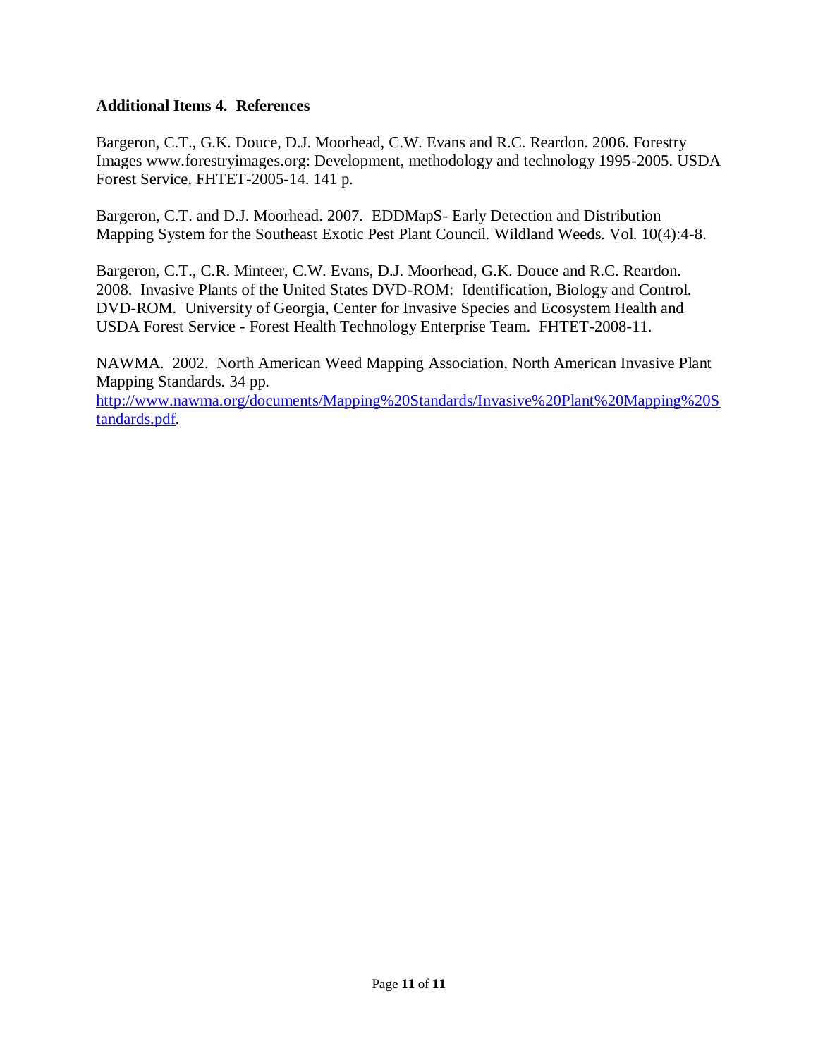**Additional Items 4. References**

Bargeron, C.T., G.K. Douce, D.J. Moorhead, C.W. Evans and R.C. Reardon. 2006. Forestry Images www.forestryimages.org: Development, methodology and technology 1995-2005. USDA Forest Service, FHTET-2005-14. 141 p.

Bargeron, C.T. and D.J. Moorhead. 2007. EDDMapS- Early Detection and Distribution Mapping System for the Southeast Exotic Pest Plant Council. Wildland Weeds. Vol. 10(4):4-8.

Bargeron, C.T., C.R. Minteer, C.W. Evans, D.J. Moorhead, G.K. Douce and R.C. Reardon. 2008. Invasive Plants of the United States DVD-ROM: Identification, Biology and Control. DVD-ROM. University of Georgia, Center for Invasive Species and Ecosystem Health and USDA Forest Service - Forest Health Technology Enterprise Team. FHTET-2008-11.

NAWMA. 2002. North American Weed Mapping Association, North American Invasive Plant Mapping Standards. 34 pp. http://www.nawma.org/documents/Mapping%20Standards/Invasive%20Plant%20Mapping%20Standards.pdf.